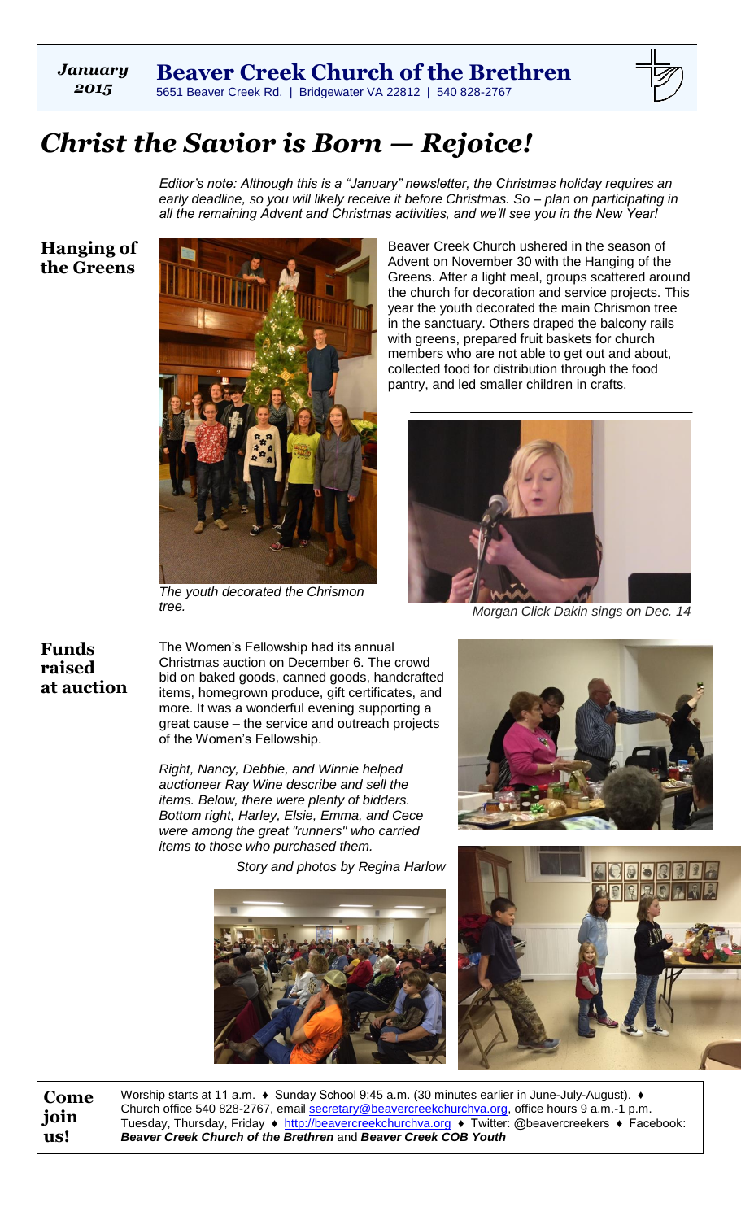*January 2015*

**Beaver Creek Church of the Brethren**

5651 Beaver Creek Rd. | Bridgewater VA 22812 | 540 828-2767

# *Christ the Savior is Born — Rejoice!*

*Editor's note: Although this is a "January" newsletter, the Christmas holiday requires an early deadline, so you will likely receive it before Christmas. So – plan on participating in all the remaining Advent and Christmas activities, and we'll see you in the New Year!*

## Hanging of the Greens

Beaver Creek Church ushered in the season of Advent on November 30 with the Hanging of the Greens. After a light meal, groups scattered around the church for decoration and service projects. This year the youth decorated the main Chrismon tree in the sanctuary. Others draped the balcony rails with greens, prepared fruit baskets for church members who are not able to get out and about, collected food for distribution through the food pantry, and led smaller children in crafts.

*The youth decorated the Chrismon tree.*

*Morgan Click Dakin sings on Dec. 14*

## Funds raised at auction

The Women's Fellowship had its annual Christmas auction on December 6. The crowd bid on baked goods, canned goods, handcrafted items, homegrown produce, gift certificates, and more. It was a wonderful evening supporting a great cause – the service and outreach projects of the Women's Fellowship.

*Right, Nancy, Debbie, and Winnie helped auctioneer Ray Wine describe and sell the items. Below, there were plenty of bidders. Bottom right, Harley, Elsie, Emma, and Cece were among the great "runners" who carried items to those who purchased them.*

*Story and photos by Regina Harlow*

**Come join us!** Worship starts at 11 a.m. ♦ Sunday School 9:45 a.m. (30 minutes earlier in June-July-August). ♦ Church office 540 828-2767, email secretary@beavercreekchurchva.org, office hours 9 a.m.-1 p.m. Tuesday, Thursday, Friday ♦ http://beavercreekchurchva.org ♦ Twitter: @beavercreekers ♦ Facebook: ***Beaver Creek Church of the Brethren*** and ***Beaver Creek COB Youth***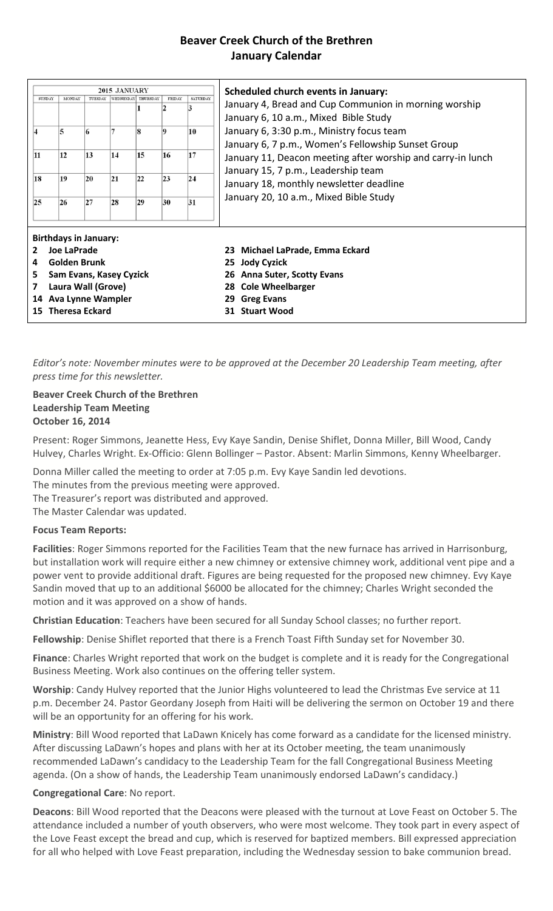# Beaver Creek Church of the Brethren
## January Calendar

**2015 JANUARY**

| SUNDAY | MONDAY | TUESDAY | WEDNESDAY | THURSDAY | FRIDAY | SATURDAY |
|---|---|---|---|---|---|---|
| | | | | 1 | 2 | 3 |
| 4 | 5 | 6 | 7 | 8 | 9 | 10 |
| 11 | 12 | 13 | 14 | 15 | 16 | 17 |
| 18 | 19 | 20 | 21 | 22 | 23 | 24 |
| 25 | 26 | 27 | 28 | 29 | 30 | 31 |

**Scheduled church events in January:**

January 4, Bread and Cup Communion in morning worship
January 6, 10 a.m., Mixed Bible Study
January 6, 3:30 p.m., Ministry focus team
January 6, 7 p.m., Women's Fellowship Sunset Group
January 11, Deacon meeting after worship and carry-in lunch
January 15, 7 p.m., Leadership team
January 18, monthly newsletter deadline
January 20, 10 a.m., Mixed Bible Study

**Birthdays in January:**

**2 Joe LaPrade**
**4 Golden Brunk**
**5 Sam Evans, Kasey Cyzick**
**7 Laura Wall (Grove)**
**14 Ava Lynne Wampler**
**15 Theresa Eckard**
**23 Michael LaPrade, Emma Eckard**
**25 Jody Cyzick**
**26 Anna Suter, Scotty Evans**
**28 Cole Wheelbarger**
**29 Greg Evans**
**31 Stuart Wood**

*Editor's note: November minutes were to be approved at the December 20 Leadership Team meeting, after press time for this newsletter.*

**Beaver Creek Church of the Brethren**
**Leadership Team Meeting**
**October 16, 2014**

Present: Roger Simmons, Jeanette Hess, Evy Kaye Sandin, Denise Shiflet, Donna Miller, Bill Wood, Candy Hulvey, Charles Wright. Ex-Officio: Glenn Bollinger – Pastor. Absent: Marlin Simmons, Kenny Wheelbarger.

Donna Miller called the meeting to order at 7:05 p.m. Evy Kaye Sandin led devotions.
The minutes from the previous meeting were approved.
The Treasurer's report was distributed and approved.
The Master Calendar was updated.

**Focus Team Reports:**

**Facilities**: Roger Simmons reported for the Facilities Team that the new furnace has arrived in Harrisonburg, but installation work will require either a new chimney or extensive chimney work, additional vent pipe and a power vent to provide additional draft. Figures are being requested for the proposed new chimney. Evy Kaye Sandin moved that up to an additional $6000 be allocated for the chimney; Charles Wright seconded the motion and it was approved on a show of hands.

**Christian Education**: Teachers have been secured for all Sunday School classes; no further report.

**Fellowship**: Denise Shiflet reported that there is a French Toast Fifth Sunday set for November 30.

**Finance**: Charles Wright reported that work on the budget is complete and it is ready for the Congregational Business Meeting. Work also continues on the offering teller system.

**Worship**: Candy Hulvey reported that the Junior Highs volunteered to lead the Christmas Eve service at 11 p.m. December 24. Pastor Geordany Joseph from Haiti will be delivering the sermon on October 19 and there will be an opportunity for an offering for his work.

**Ministry**: Bill Wood reported that LaDawn Knicely has come forward as a candidate for the licensed ministry. After discussing LaDawn's hopes and plans with her at its October meeting, the team unanimously recommended LaDawn's candidacy to the Leadership Team for the fall Congregational Business Meeting agenda. (On a show of hands, the Leadership Team unanimously endorsed LaDawn's candidacy.)

**Congregational Care**: No report.

**Deacons**: Bill Wood reported that the Deacons were pleased with the turnout at Love Feast on October 5. The attendance included a number of youth observers, who were most welcome. They took part in every aspect of the Love Feast except the bread and cup, which is reserved for baptized members. Bill expressed appreciation for all who helped with Love Feast preparation, including the Wednesday session to bake communion bread.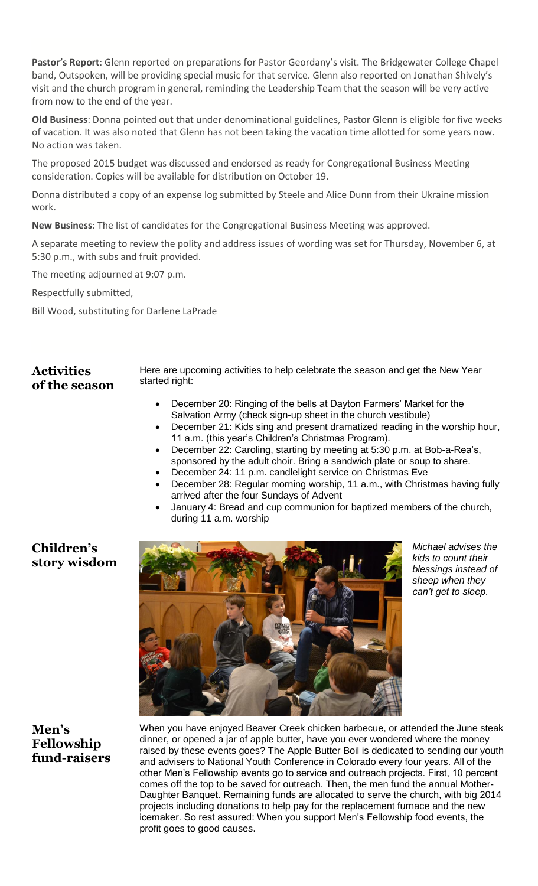**Pastor's Report**: Glenn reported on preparations for Pastor Geordany's visit. The Bridgewater College Chapel band, Outspoken, will be providing special music for that service. Glenn also reported on Jonathan Shively's visit and the church program in general, reminding the Leadership Team that the season will be very active from now to the end of the year.

**Old Business**: Donna pointed out that under denominational guidelines, Pastor Glenn is eligible for five weeks of vacation. It was also noted that Glenn has not been taking the vacation time allotted for some years now. No action was taken.

The proposed 2015 budget was discussed and endorsed as ready for Congregational Business Meeting consideration. Copies will be available for distribution on October 19.

Donna distributed a copy of an expense log submitted by Steele and Alice Dunn from their Ukraine mission work.

**New Business**: The list of candidates for the Congregational Business Meeting was approved.

A separate meeting to review the polity and address issues of wording was set for Thursday, November 6, at 5:30 p.m., with subs and fruit provided.

The meeting adjourned at 9:07 p.m.

Respectfully submitted,

Bill Wood, substituting for Darlene LaPrade

## Activities of the season

Here are upcoming activities to help celebrate the season and get the New Year started right:

- December 20: Ringing of the bells at Dayton Farmers' Market for the Salvation Army (check sign-up sheet in the church vestibule)
- December 21: Kids sing and present dramatized reading in the worship hour, 11 a.m. (this year's Children's Christmas Program).
- December 22: Caroling, starting by meeting at 5:30 p.m. at Bob-a-Rea's, sponsored by the adult choir. Bring a sandwich plate or soup to share.
- December 24: 11 p.m. candlelight service on Christmas Eve
- December 28: Regular morning worship, 11 a.m., with Christmas having fully arrived after the four Sundays of Advent
- January 4: Bread and cup communion for baptized members of the church, during 11 a.m. worship

## Children's story wisdom

*Michael advises the kids to count their blessings instead of sheep when they can't get to sleep.*

## Men's Fellowship fund-raisers

When you have enjoyed Beaver Creek chicken barbecue, or attended the June steak dinner, or opened a jar of apple butter, have you ever wondered where the money raised by these events goes? The Apple Butter Boil is dedicated to sending our youth and advisers to National Youth Conference in Colorado every four years. All of the other Men's Fellowship events go to service and outreach projects. First, 10 percent comes off the top to be saved for outreach. Then, the men fund the annual Mother-Daughter Banquet. Remaining funds are allocated to serve the church, with big 2014 projects including donations to help pay for the replacement furnace and the new icemaker. So rest assured: When you support Men's Fellowship food events, the profit goes to good causes.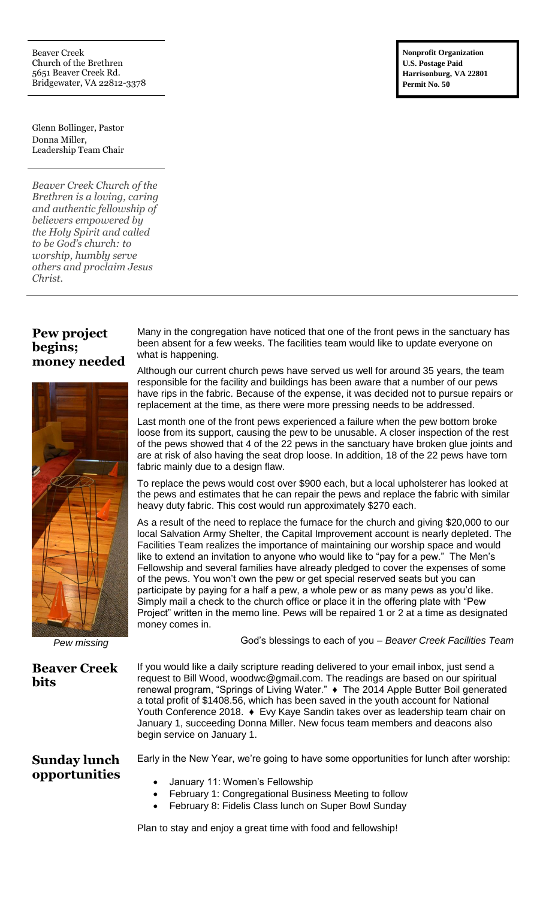Beaver Creek
Church of the Brethren
5651 Beaver Creek Rd.
Bridgewater, VA 22812-3378

**Nonprofit Organization**
**U.S. Postage Paid**
**Harrisonburg, VA 22801**
**Permit No. 50**

Glenn Bollinger, Pastor
Donna Miller,
Leadership Team Chair

*Beaver Creek Church of the Brethren is a loving, caring and authentic fellowship of believers empowered by the Holy Spirit and called to be God's church: to worship, humbly serve others and proclaim Jesus Christ.*

## Pew project begins; money needed

Many in the congregation have noticed that one of the front pews in the sanctuary has been absent for a few weeks. The facilities team would like to update everyone on what is happening.

Although our current church pews have served us well for around 35 years, the team responsible for the facility and buildings has been aware that a number of our pews have rips in the fabric. Because of the expense, it was decided not to pursue repairs or replacement at the time, as there were more pressing needs to be addressed.

Last month one of the front pews experienced a failure when the pew bottom broke loose from its support, causing the pew to be unusable. A closer inspection of the rest of the pews showed that 4 of the 22 pews in the sanctuary have broken glue joints and are at risk of also having the seat drop loose. In addition, 18 of the 22 pews have torn fabric mainly due to a design flaw.

To replace the pews would cost over $900 each, but a local upholsterer has looked at the pews and estimates that he can repair the pews and replace the fabric with similar heavy duty fabric. This cost would run approximately $270 each.

As a result of the need to replace the furnace for the church and giving $20,000 to our local Salvation Army Shelter, the Capital Improvement account is nearly depleted. The Facilities Team realizes the importance of maintaining our worship space and would like to extend an invitation to anyone who would like to "pay for a pew." The Men's Fellowship and several families have already pledged to cover the expenses of some of the pews. You won't own the pew or get special reserved seats but you can participate by paying for a half a pew, a whole pew or as many pews as you'd like. Simply mail a check to the church office or place it in the offering plate with "Pew Project" written in the memo line. Pews will be repaired 1 or 2 at a time as designated money comes in.

*Pew missing*

God's blessings to each of you – *Beaver Creek Facilities Team*

## Beaver Creek bits

If you would like a daily scripture reading delivered to your email inbox, just send a request to Bill Wood, woodwc@gmail.com. The readings are based on our spiritual renewal program, "Springs of Living Water." ♦ The 2014 Apple Butter Boil generated a total profit of $1408.56, which has been saved in the youth account for National Youth Conference 2018. ♦ Evy Kaye Sandin takes over as leadership team chair on January 1, succeeding Donna Miller. New focus team members and deacons also begin service on January 1.

## Sunday lunch opportunities

Early in the New Year, we're going to have some opportunities for lunch after worship:

- January 11: Women's Fellowship
- February 1: Congregational Business Meeting to follow
- February 8: Fidelis Class lunch on Super Bowl Sunday

Plan to stay and enjoy a great time with food and fellowship!